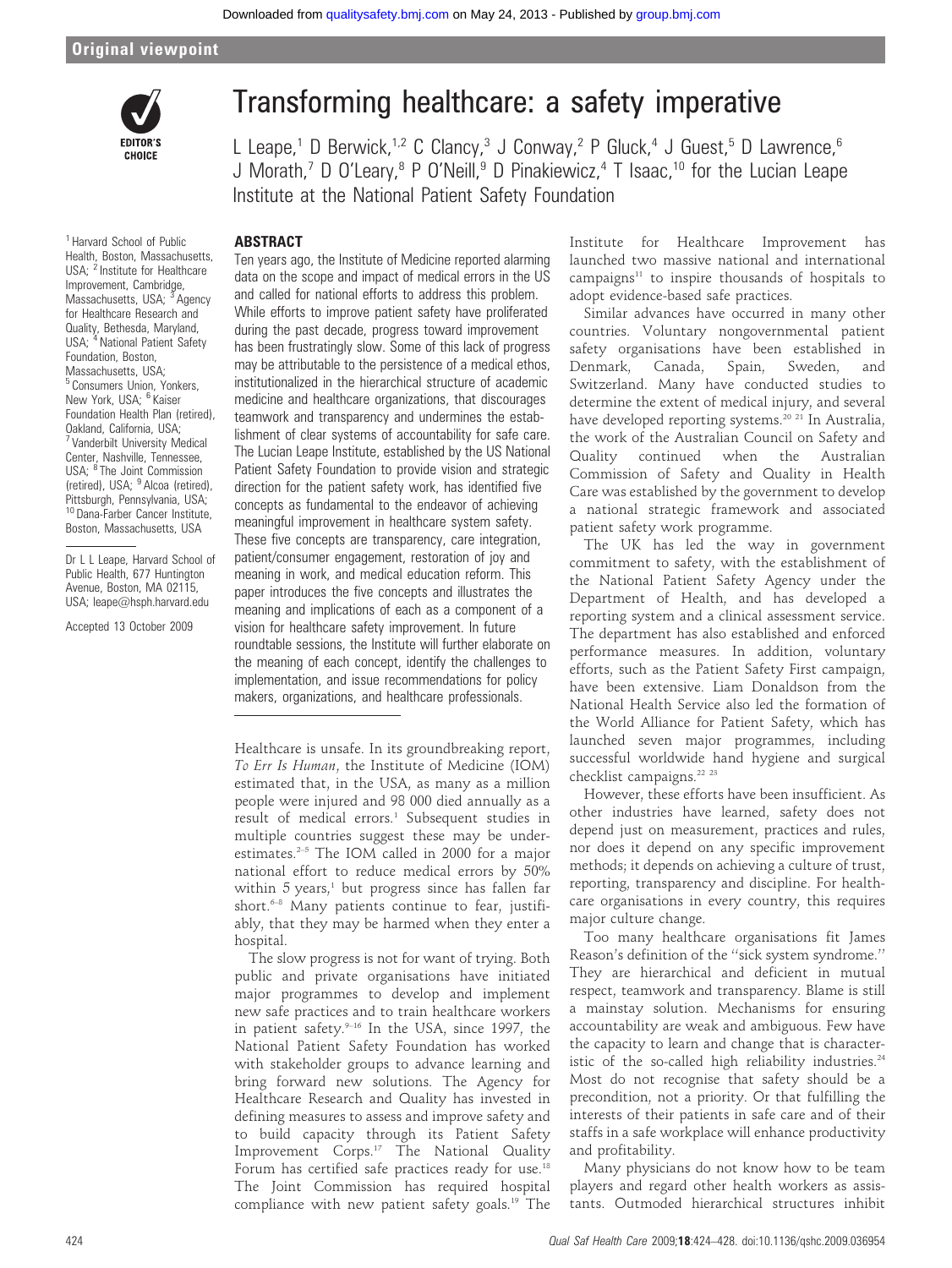Original viewpoint

# Transforming healthcare: a safety imperative

L Leape,[1] D Berwick,[1,2] C Clancy,[3] J Conway,[2] P Gluck,[4] J Guest,[5] D Lawrence,[6] J Morath,[7] D O'Leary,[8] P O'Neill,[9] D Pinakiewicz,[4] T Isaac,[10] for the Lucian Leape Institute at the National Patient Safety Foundation

[1] Harvard School of Public Health, Boston, Massachusetts, USA; [2] Institute for Healthcare Improvement, Cambridge, Massachusetts, USA; [3] Agency for Healthcare Research and Quality, Bethesda, Maryland, USA; [4] National Patient Safety Foundation, Boston, Massachusetts, USA; [5] Consumers Union, Yonkers, New York, USA; [6] Kaiser Foundation Health Plan (retired), Oakland, California, USA; [7] Vanderbilt University Medical Center, Nashville, Tennessee, USA; [8] The Joint Commission (retired), USA; [9] Alcoa (retired), Pittsburgh, Pennsylvania, USA; [10] Dana-Farber Cancer Institute, Boston, Massachusetts, USA

Dr L L Leape, Harvard School of Public Health, 677 Huntington Avenue, Boston, MA 02115, USA; leape@hsph.harvard.edu

Accepted 13 October 2009

## ABSTRACT

Ten years ago, the Institute of Medicine reported alarming data on the scope and impact of medical errors in the US and called for national efforts to address this problem. While efforts to improve patient safety have proliferated during the past decade, progress toward improvement has been frustratingly slow. Some of this lack of progress may be attributable to the persistence of a medical ethos, institutionalized in the hierarchical structure of academic medicine and healthcare organizations, that discourages teamwork and transparency and undermines the establishment of clear systems of accountability for safe care. The Lucian Leape Institute, established by the US National Patient Safety Foundation to provide vision and strategic direction for the patient safety work, has identified five concepts as fundamental to the endeavor of achieving meaningful improvement in healthcare system safety. These five concepts are transparency, care integration, patient/consumer engagement, restoration of joy and meaning in work, and medical education reform. This paper introduces the five concepts and illustrates the meaning and implications of each as a component of a vision for healthcare safety improvement. In future roundtable sessions, the Institute will further elaborate on the meaning of each concept, identify the challenges to implementation, and issue recommendations for policy makers, organizations, and healthcare professionals.

Healthcare is unsafe. In its groundbreaking report, *To Err Is Human*, the Institute of Medicine (IOM) estimated that, in the USA, as many as a million people were injured and 98 000 died annually as a result of medical errors.[1] Subsequent studies in multiple countries suggest these may be underestimates.[2–5] The IOM called in 2000 for a major national effort to reduce medical errors by 50% within 5 years,[1] but progress since has fallen far short.[6–8] Many patients continue to fear, justifiably, that they may be harmed when they enter a hospital.

The slow progress is not for want of trying. Both public and private organisations have initiated major programmes to develop and implement new safe practices and to train healthcare workers in patient safety.[9–16] In the USA, since 1997, the National Patient Safety Foundation has worked with stakeholder groups to advance learning and bring forward new solutions. The Agency for Healthcare Research and Quality has invested in defining measures to assess and improve safety and to build capacity through its Patient Safety Improvement Corps.[17] The National Quality Forum has certified safe practices ready for use.[18] The Joint Commission has required hospital compliance with new patient safety goals.[19] The Institute for Healthcare Improvement has launched two massive national and international campaigns[11] to inspire thousands of hospitals to adopt evidence-based safe practices.

Similar advances have occurred in many other countries. Voluntary nongovernmental patient safety organisations have been established in Denmark, Canada, Spain, Sweden, and Switzerland. Many have conducted studies to determine the extent of medical injury, and several have developed reporting systems.[20 21] In Australia, the work of the Australian Council on Safety and Quality continued when the Australian Commission of Safety and Quality in Health Care was established by the government to develop a national strategic framework and associated patient safety work programme.

The UK has led the way in government commitment to safety, with the establishment of the National Patient Safety Agency under the Department of Health, and has developed a reporting system and a clinical assessment service. The department has also established and enforced performance measures. In addition, voluntary efforts, such as the Patient Safety First campaign, have been extensive. Liam Donaldson from the National Health Service also led the formation of the World Alliance for Patient Safety, which has launched seven major programmes, including successful worldwide hand hygiene and surgical checklist campaigns.[22 23]

However, these efforts have been insufficient. As other industries have learned, safety does not depend just on measurement, practices and rules, nor does it depend on any specific improvement methods; it depends on achieving a culture of trust, reporting, transparency and discipline. For healthcare organisations in every country, this requires major culture change.

Too many healthcare organisations fit James Reason's definition of the "sick system syndrome." They are hierarchical and deficient in mutual respect, teamwork and transparency. Blame is still a mainstay solution. Mechanisms for ensuring accountability are weak and ambiguous. Few have the capacity to learn and change that is characteristic of the so-called high reliability industries.[24] Most do not recognise that safety should be a precondition, not a priority. Or that fulfilling the interests of their patients in safe care and of their staffs in a safe workplace will enhance productivity and profitability.

Many physicians do not know how to be team players and regard other health workers as assistants. Outmoded hierarchical structures inhibit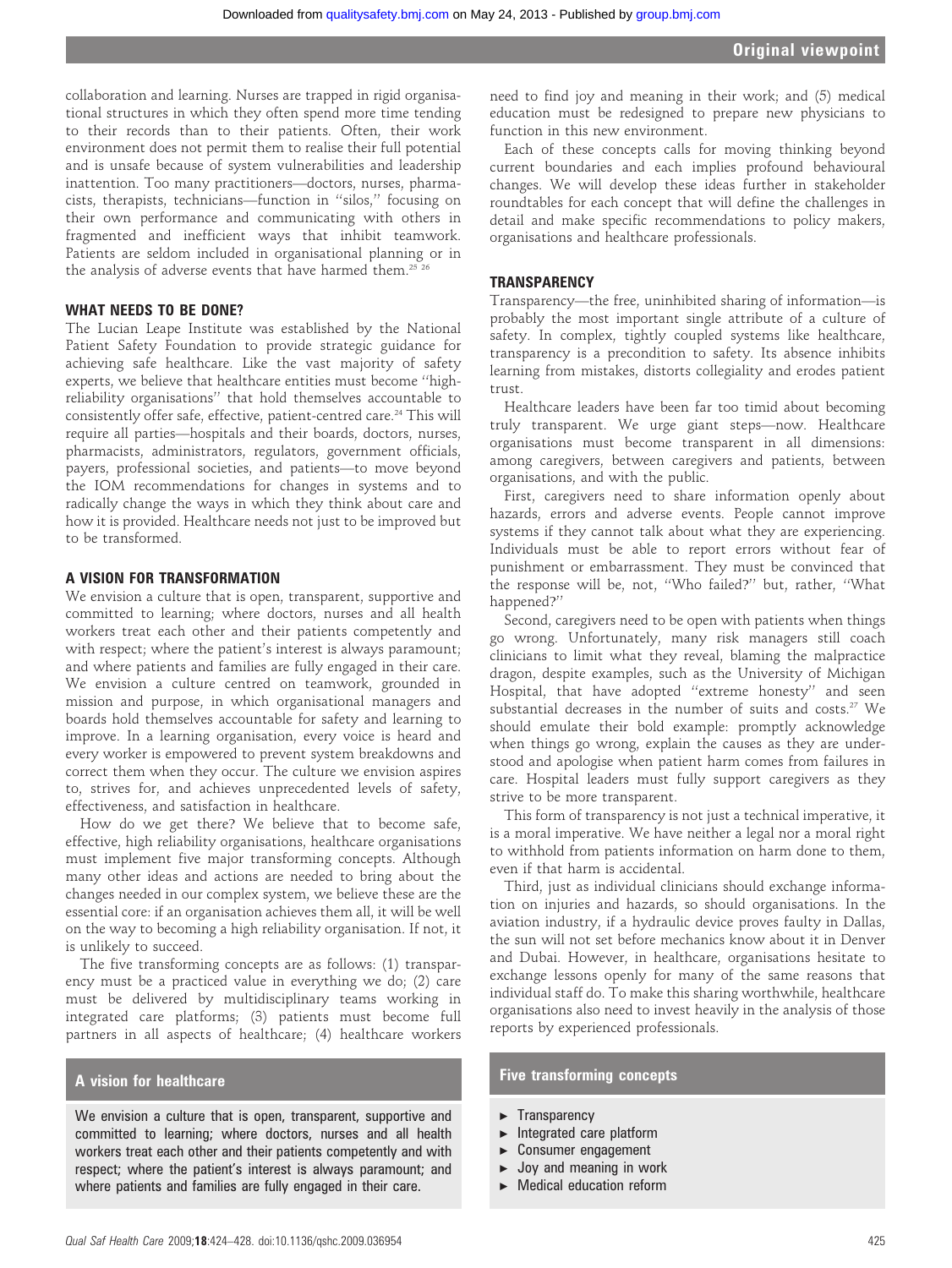collaboration and learning. Nurses are trapped in rigid organisational structures in which they often spend more time tending to their records than to their patients. Often, their work environment does not permit them to realise their full potential and is unsafe because of system vulnerabilities and leadership inattention. Too many practitioners—doctors, nurses, pharmacists, therapists, technicians—function in "silos," focusing on their own performance and communicating with others in fragmented and inefficient ways that inhibit teamwork. Patients are seldom included in organisational planning or in the analysis of adverse events that have harmed them.[25 26]

## WHAT NEEDS TO BE DONE?

The Lucian Leape Institute was established by the National Patient Safety Foundation to provide strategic guidance for achieving safe healthcare. Like the vast majority of safety experts, we believe that healthcare entities must become "high-reliability organisations" that hold themselves accountable to consistently offer safe, effective, patient-centred care.[24] This will require all parties—hospitals and their boards, doctors, nurses, pharmacists, administrators, regulators, government officials, payers, professional societies, and patients—to move beyond the IOM recommendations for changes in systems and to radically change the ways in which they think about care and how it is provided. Healthcare needs not just to be improved but to be transformed.

## A VISION FOR TRANSFORMATION

We envision a culture that is open, transparent, supportive and committed to learning; where doctors, nurses and all health workers treat each other and their patients competently and with respect; where the patient's interest is always paramount; and where patients and families are fully engaged in their care. We envision a culture centred on teamwork, grounded in mission and purpose, in which organisational managers and boards hold themselves accountable for safety and learning to improve. In a learning organisation, every voice is heard and every worker is empowered to prevent system breakdowns and correct them when they occur. The culture we envision aspires to, strives for, and achieves unprecedented levels of safety, effectiveness, and satisfaction in healthcare.

How do we get there? We believe that to become safe, effective, high reliability organisations, healthcare organisations must implement five major transforming concepts. Although many other ideas and actions are needed to bring about the changes needed in our complex system, we believe these are the essential core: if an organisation achieves them all, it will be well on the way to becoming a high reliability organisation. If not, it is unlikely to succeed.

The five transforming concepts are as follows: (1) transparency must be a practiced value in everything we do; (2) care must be delivered by multidisciplinary teams working in integrated care platforms; (3) patients must become full partners in all aspects of healthcare; (4) healthcare workers need to find joy and meaning in their work; and (5) medical education must be redesigned to prepare new physicians to function in this new environment.

Each of these concepts calls for moving thinking beyond current boundaries and each implies profound behavioural changes. We will develop these ideas further in stakeholder roundtables for each concept that will define the challenges in detail and make specific recommendations to policy makers, organisations and healthcare professionals.

> **A vision for healthcare**
>
> We envision a culture that is open, transparent, supportive and committed to learning; where doctors, nurses and all health workers treat each other and their patients competently and with respect; where the patient's interest is always paramount; and where patients and families are fully engaged in their care.

## TRANSPARENCY

Transparency—the free, uninhibited sharing of information—is probably the most important single attribute of a culture of safety. In complex, tightly coupled systems like healthcare, transparency is a precondition to safety. Its absence inhibits learning from mistakes, distorts collegiality and erodes patient trust.

Healthcare leaders have been far too timid about becoming truly transparent. We urge giant steps—now. Healthcare organisations must become transparent in all dimensions: among caregivers, between caregivers and patients, between organisations, and with the public.

First, caregivers need to share information openly about hazards, errors and adverse events. People cannot improve systems if they cannot talk about what they are experiencing. Individuals must be able to report errors without fear of punishment or embarrassment. They must be convinced that the response will be, not, "Who failed?" but, rather, "What happened?"

Second, caregivers need to be open with patients when things go wrong. Unfortunately, many risk managers still coach clinicians to limit what they reveal, blaming the malpractice dragon, despite examples, such as the University of Michigan Hospital, that have adopted "extreme honesty" and seen substantial decreases in the number of suits and costs.[27] We should emulate their bold example: promptly acknowledge when things go wrong, explain the causes as they are understood and apologise when patient harm comes from failures in care. Hospital leaders must fully support caregivers as they strive to be more transparent.

This form of transparency is not just a technical imperative, it is a moral imperative. We have neither a legal nor a moral right to withhold from patients information on harm done to them, even if that harm is accidental.

Third, just as individual clinicians should exchange information on injuries and hazards, so should organisations. In the aviation industry, if a hydraulic device proves faulty in Dallas, the sun will not set before mechanics know about it in Denver and Dubai. However, in healthcare, organisations hesitate to exchange lessons openly for many of the same reasons that individual staff do. To make this sharing worthwhile, healthcare organisations also need to invest heavily in the analysis of those reports by experienced professionals.

> **Five transforming concepts**
>
> - Transparency
> - Integrated care platform
> - Consumer engagement
> - Joy and meaning in work
> - Medical education reform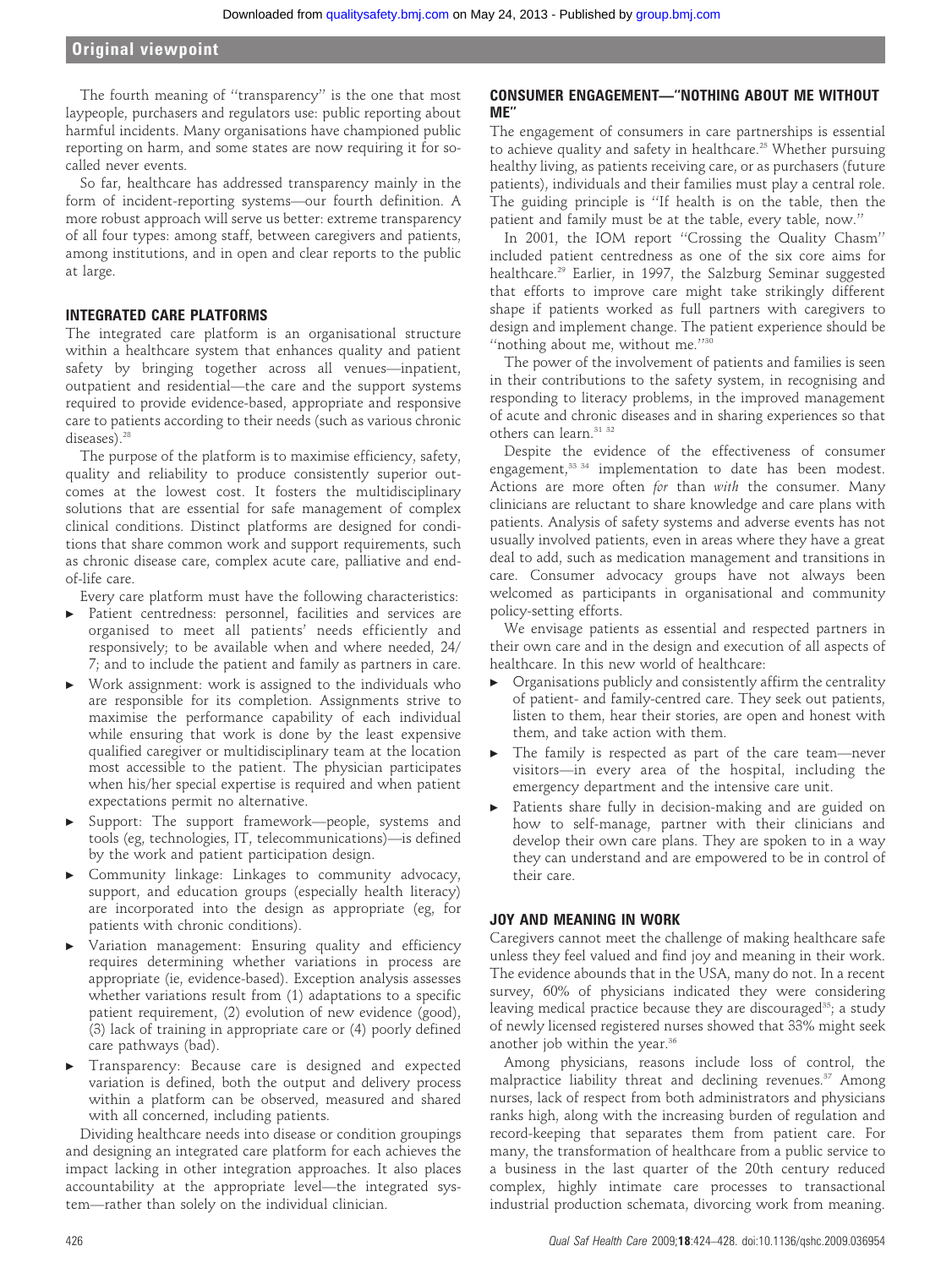The fourth meaning of "transparency" is the one that most laypeople, purchasers and regulators use: public reporting about harmful incidents. Many organisations have championed public reporting on harm, and some states are now requiring it for so-called never events.

So far, healthcare has addressed transparency mainly in the form of incident-reporting systems—our fourth definition. A more robust approach will serve us better: extreme transparency of all four types: among staff, between caregivers and patients, among institutions, and in open and clear reports to the public at large.

## INTEGRATED CARE PLATFORMS

The integrated care platform is an organisational structure within a healthcare system that enhances quality and patient safety by bringing together across all venues—inpatient, outpatient and residential—the care and the support systems required to provide evidence-based, appropriate and responsive care to patients according to their needs (such as various chronic diseases).[28]

The purpose of the platform is to maximise efficiency, safety, quality and reliability to produce consistently superior outcomes at the lowest cost. It fosters the multidisciplinary solutions that are essential for safe management of complex clinical conditions. Distinct platforms are designed for conditions that share common work and support requirements, such as chronic disease care, complex acute care, palliative and end-of-life care.

Every care platform must have the following characteristics:

- Patient centredness: personnel, facilities and services are organised to meet all patients' needs efficiently and responsively; to be available when and where needed, 24/7; and to include the patient and family as partners in care.
- Work assignment: work is assigned to the individuals who are responsible for its completion. Assignments strive to maximise the performance capability of each individual while ensuring that work is done by the least expensive qualified caregiver or multidisciplinary team at the location most accessible to the patient. The physician participates when his/her special expertise is required and when patient expectations permit no alternative.
- Support: The support framework—people, systems and tools (eg, technologies, IT, telecommunications)—is defined by the work and patient participation design.
- Community linkage: Linkages to community advocacy, support, and education groups (especially health literacy) are incorporated into the design as appropriate (eg, for patients with chronic conditions).
- Variation management: Ensuring quality and efficiency requires determining whether variations in process are appropriate (ie, evidence-based). Exception analysis assesses whether variations result from (1) adaptations to a specific patient requirement, (2) evolution of new evidence (good), (3) lack of training in appropriate care or (4) poorly defined care pathways (bad).
- Transparency: Because care is designed and expected variation is defined, both the output and delivery process within a platform can be observed, measured and shared with all concerned, including patients.

Dividing healthcare needs into disease or condition groupings and designing an integrated care platform for each achieves the impact lacking in other integration approaches. It also places accountability at the appropriate level—the integrated system—rather than solely on the individual clinician.

## CONSUMER ENGAGEMENT—"NOTHING ABOUT ME WITHOUT ME"

The engagement of consumers in care partnerships is essential to achieve quality and safety in healthcare.[25] Whether pursuing healthy living, as patients receiving care, or as purchasers (future patients), individuals and their families must play a central role. The guiding principle is "If health is on the table, then the patient and family must be at the table, every table, now."

In 2001, the IOM report "Crossing the Quality Chasm" included patient centredness as one of the six core aims for healthcare.[29] Earlier, in 1997, the Salzburg Seminar suggested that efforts to improve care might take strikingly different shape if patients worked as full partners with caregivers to design and implement change. The patient experience should be "nothing about me, without me."[30]

The power of the involvement of patients and families is seen in their contributions to the safety system, in recognising and responding to literacy problems, in the improved management of acute and chronic diseases and in sharing experiences so that others can learn.[31 32]

Despite the evidence of the effectiveness of consumer engagement,[33 34] implementation to date has been modest. Actions are more often *for* than *with* the consumer. Many clinicians are reluctant to share knowledge and care plans with patients. Analysis of safety systems and adverse events has not usually involved patients, even in areas where they have a great deal to add, such as medication management and transitions in care. Consumer advocacy groups have not always been welcomed as participants in organisational and community policy-setting efforts.

We envisage patients as essential and respected partners in their own care and in the design and execution of all aspects of healthcare. In this new world of healthcare:

- Organisations publicly and consistently affirm the centrality of patient- and family-centred care. They seek out patients, listen to them, hear their stories, are open and honest with them, and take action with them.
- The family is respected as part of the care team—never visitors—in every area of the hospital, including the emergency department and the intensive care unit.
- Patients share fully in decision-making and are guided on how to self-manage, partner with their clinicians and develop their own care plans. They are spoken to in a way they can understand and are empowered to be in control of their care.

## JOY AND MEANING IN WORK

Caregivers cannot meet the challenge of making healthcare safe unless they feel valued and find joy and meaning in their work. The evidence abounds that in the USA, many do not. In a recent survey, 60% of physicians indicated they were considering leaving medical practice because they are discouraged[35]; a study of newly licensed registered nurses showed that 33% might seek another job within the year.[36]

Among physicians, reasons include loss of control, the malpractice liability threat and declining revenues.[37] Among nurses, lack of respect from both administrators and physicians ranks high, along with the increasing burden of regulation and record-keeping that separates them from patient care. For many, the transformation of healthcare from a public service to a business in the last quarter of the 20th century reduced complex, highly intimate care processes to transactional industrial production schemata, divorcing work from meaning.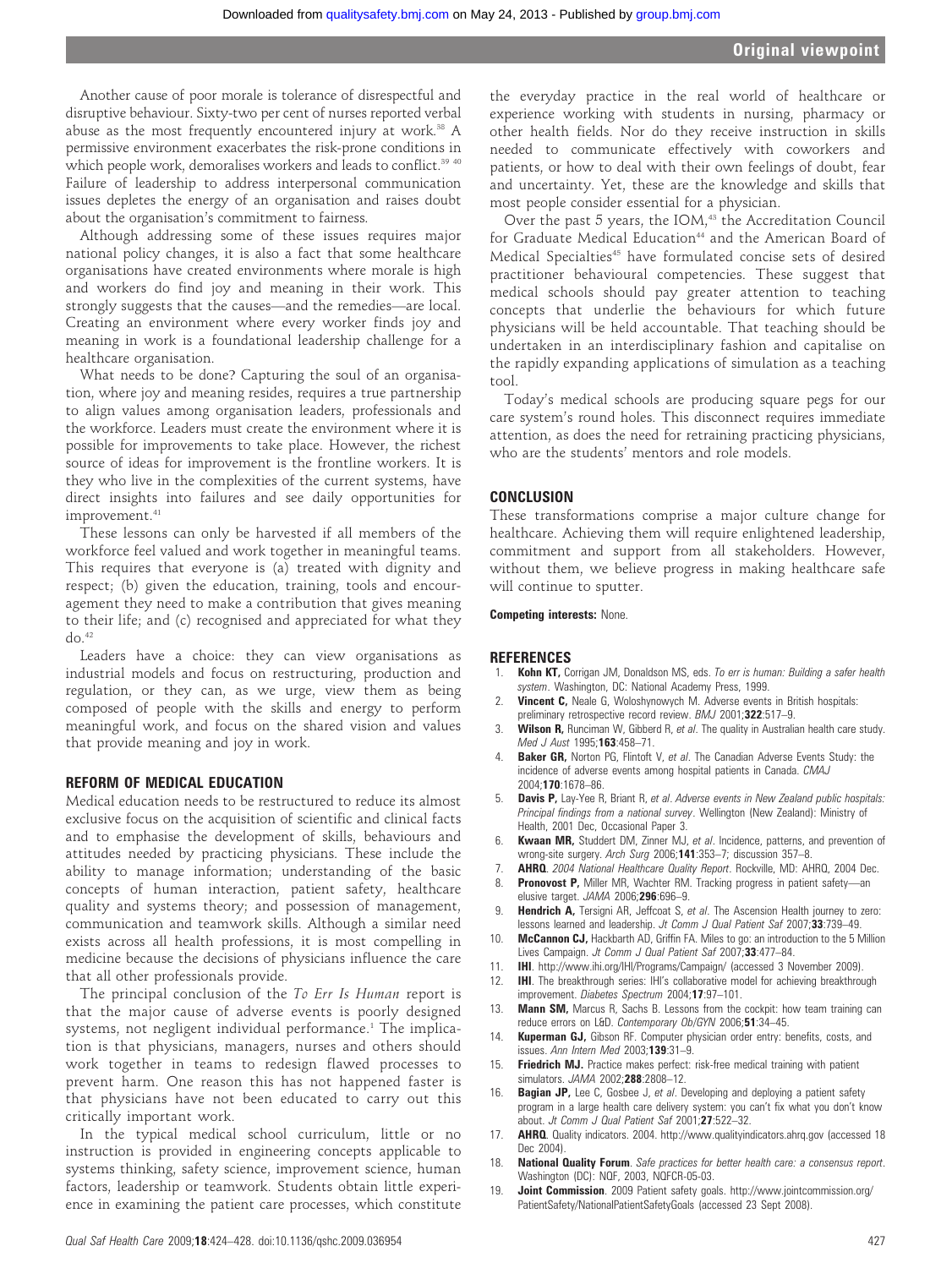Another cause of poor morale is tolerance of disrespectful and disruptive behaviour. Sixty-two per cent of nurses reported verbal abuse as the most frequently encountered injury at work.[38] A permissive environment exacerbates the risk-prone conditions in which people work, demoralises workers and leads to conflict.[39 40] Failure of leadership to address interpersonal communication issues depletes the energy of an organisation and raises doubt about the organisation's commitment to fairness.

Although addressing some of these issues requires major national policy changes, it is also a fact that some healthcare organisations have created environments where morale is high and workers do find joy and meaning in their work. This strongly suggests that the causes—and the remedies—are local. Creating an environment where every worker finds joy and meaning in work is a foundational leadership challenge for a healthcare organisation.

What needs to be done? Capturing the soul of an organisation, where joy and meaning resides, requires a true partnership to align values among organisation leaders, professionals and the workforce. Leaders must create the environment where it is possible for improvements to take place. However, the richest source of ideas for improvement is the frontline workers. It is they who live in the complexities of the current systems, have direct insights into failures and see daily opportunities for improvement.[41]

These lessons can only be harvested if all members of the workforce feel valued and work together in meaningful teams. This requires that everyone is (a) treated with dignity and respect; (b) given the education, training, tools and encouragement they need to make a contribution that gives meaning to their life; and (c) recognised and appreciated for what they do.[42]

Leaders have a choice: they can view organisations as industrial models and focus on restructuring, production and regulation, or they can, as we urge, view them as being composed of people with the skills and energy to perform meaningful work, and focus on the shared vision and values that provide meaning and joy in work.

## REFORM OF MEDICAL EDUCATION

Medical education needs to be restructured to reduce its almost exclusive focus on the acquisition of scientific and clinical facts and to emphasise the development of skills, behaviours and attitudes needed by practicing physicians. These include the ability to manage information; understanding of the basic concepts of human interaction, patient safety, healthcare quality and systems theory; and possession of management, communication and teamwork skills. Although a similar need exists across all health professions, it is most compelling in medicine because the decisions of physicians influence the care that all other professionals provide.

The principal conclusion of the *To Err Is Human* report is that the major cause of adverse events is poorly designed systems, not negligent individual performance.[1] The implication is that physicians, managers, nurses and others should work together in teams to redesign flawed processes to prevent harm. One reason this has not happened faster is that physicians have not been educated to carry out this critically important work.

In the typical medical school curriculum, little or no instruction is provided in engineering concepts applicable to systems thinking, safety science, improvement science, human factors, leadership or teamwork. Students obtain little experience in examining the patient care processes, which constitute the everyday practice in the real world of healthcare or experience working with students in nursing, pharmacy or other health fields. Nor do they receive instruction in skills needed to communicate effectively with coworkers and patients, or how to deal with their own feelings of doubt, fear and uncertainty. Yet, these are the knowledge and skills that most people consider essential for a physician.

Over the past 5 years, the IOM,[43] the Accreditation Council for Graduate Medical Education[44] and the American Board of Medical Specialties[45] have formulated concise sets of desired practitioner behavioural competencies. These suggest that medical schools should pay greater attention to teaching concepts that underlie the behaviours for which future physicians will be held accountable. That teaching should be undertaken in an interdisciplinary fashion and capitalise on the rapidly expanding applications of simulation as a teaching tool.

Today's medical schools are producing square pegs for our care system's round holes. This disconnect requires immediate attention, as does the need for retraining practicing physicians, who are the students' mentors and role models.

## CONCLUSION

These transformations comprise a major culture change for healthcare. Achieving them will require enlightened leadership, commitment and support from all stakeholders. However, without them, we believe progress in making healthcare safe will continue to sputter.

**Competing interests:** None.

## REFERENCES

1. **Kohn KT,** Corrigan JM, Donaldson MS, eds. *To err is human: Building a safer health system*. Washington, DC: National Academy Press, 1999.
2. **Vincent C,** Neale G, Woloshynowych M. Adverse events in British hospitals: preliminary retrospective record review. *BMJ* 2001;**322**:517–9.
3. **Wilson R,** Runciman W, Gibberd R, *et al*. The quality in Australian health care study. *Med J Aust* 1995;**163**:458–71.
4. **Baker GR,** Norton PG, Flintoft V, *et al*. The Canadian Adverse Events Study: the incidence of adverse events among hospital patients in Canada. *CMAJ* 2004;**170**:1678–86.
5. **Davis P,** Lay-Yee R, Briant R, *et al*. *Adverse events in New Zealand public hospitals: Principal findings from a national survey*. Wellington (New Zealand): Ministry of Health, 2001 Dec, Occasional Paper 3.
6. **Kwaan MR,** Studdert DM, Zinner MJ, *et al*. Incidence, patterns, and prevention of wrong-site surgery. *Arch Surg* 2006;**141**:353–7; discussion 357–8.
7. **AHRQ**. *2004 National Healthcare Quality Report*. Rockville, MD: AHRQ, 2004 Dec.
8. **Pronovost P,** Miller MR, Wachter RM. Tracking progress in patient safety—an elusive target. *JAMA* 2006;**296**:696–9.
9. **Hendrich A,** Tersigni AR, Jeffcoat S, *et al*. The Ascension Health journey to zero: lessons learned and leadership. *Jt Comm J Qual Patient Saf* 2007;**33**:739–49.
10. **McCannon CJ,** Hackbarth AD, Griffin FA. Miles to go: an introduction to the 5 Million Lives Campaign. *Jt Comm J Qual Patient Saf* 2007;**33**:477–84.
11. **IHI**. http://www.ihi.org/IHI/Programs/Campaign/ (accessed 3 November 2009).
12. **IHI**. The breakthrough series: IHI's collaborative model for achieving breakthrough improvement. *Diabetes Spectrum* 2004;**17**:97–101.
13. **Mann SM,** Marcus R, Sachs B. Lessons from the cockpit: how team training can reduce errors on L&D. *Contemporary Ob/GYN* 2006;**51**:34–45.
14. **Kuperman GJ,** Gibson RF. Computer physician order entry: benefits, costs, and issues. *Ann Intern Med* 2003;**139**:31–9.
15. **Friedrich MJ.** Practice makes perfect: risk-free medical training with patient simulators. *JAMA* 2002;**288**:2808–12.
16. **Bagian JP,** Lee C, Gosbee J, *et al*. Developing and deploying a patient safety program in a large health care delivery system: you can't fix what you don't know about. *Jt Comm J Qual Patient Saf* 2001;**27**:522–32.
17. **AHRQ**. Quality indicators. 2004. http://www.qualityindicators.ahrq.gov (accessed 18 Dec 2004).
18. **National Quality Forum**. *Safe practices for better health care: a consensus report*. Washington (DC): NQF, 2003, NQFCR-05-03.
19. **Joint Commission**. 2009 Patient safety goals. http://www.jointcommission.org/PatientSafety/NationalPatientSafetyGoals (accessed 23 Sept 2008).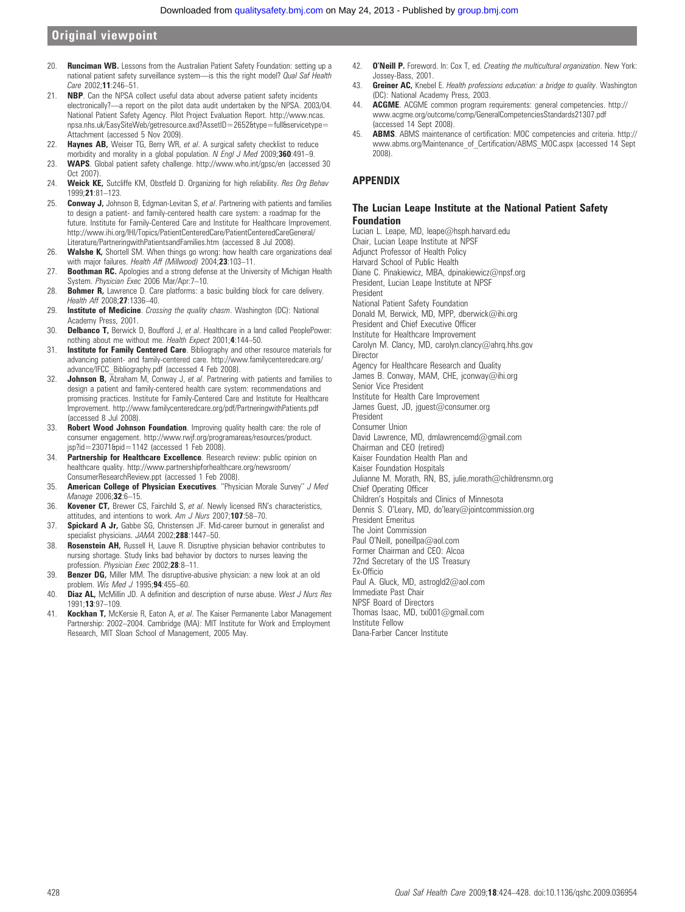20. **Runciman WB.** Lessons from the Australian Patient Safety Foundation: setting up a national patient safety surveillance system—is this the right model? *Qual Saf Health Care* 2002;**11**:246–51.
21. **NBP**. Can the NPSA collect useful data about adverse patient safety incidents electronically?—a report on the pilot data audit undertaken by the NPSA. 2003/04. National Patient Safety Agency. Pilot Project Evaluation Report. http://www.ncas.npsa.nhs.uk/EasySiteWeb/getresource.axd?AssetID=2652&type=full&servicetype=Attachment (accessed 5 Nov 2009).
22. **Haynes AB,** Weiser TG, Berry WR, *et al*. A surgical safety checklist to reduce morbidity and morality in a global population. *N Engl J Med* 2009;**360**:491–9.
23. **WAPS**. Global patient safety challenge. http://www.who.int/gpsc/en (accessed 30 Oct 2007).
24. **Weick KE,** Sutcliffe KM, Obstfeld D. Organizing for high reliability. *Res Org Behav* 1999;**21**:81–123.
25. **Conway J,** Johnson B, Edgman-Levitan S, *et al*. Partnering with patients and families to design a patient- and family-centered health care system: a roadmap for the future. Institute for Family-Centered Care and Institute for Healthcare Improvement. http://www.ihi.org/IHI/Topics/PatientCenteredCare/PatientCenteredCareGeneral/Literature/PartneringwithPatientsandFamilies.htm (accessed 8 Jul 2008).
26. **Walshe K,** Shortell SM. When things go wrong: how health care organizations deal with major failures. *Health Aff (Millwood)* 2004;**23**:103–11.
27. **Boothman RC.** Apologies and a strong defense at the University of Michigan Health System. *Physician Exec* 2006 Mar/Apr:7–10.
28. **Bohmer R,** Lawrence D. Care platforms: a basic building block for care delivery. *Health Aff* 2008;**27**:1336–40.
29. **Institute of Medicine**. *Crossing the quality chasm*. Washington (DC): National Academy Press, 2001.
30. **Delbanco T,** Berwick D, Boufford J, *et al*. Healthcare in a land called PeoplePower: nothing about me without me. *Health Expect* 2001;**4**:144–50.
31. **Institute for Family Centered Care**. Bibliography and other resource materials for advancing patient- and family-centered care. http://www.familycenteredcare.org/advance/IFCC_Bibliography.pdf (accessed 4 Feb 2008).
32. **Johnson B,** Abraham M, Conway J, *et al*. Partnering with patients and families to design a patient and family-centered health care system: recommendations and promising practices. Institute for Family-Centered Care and Institute for Healthcare Improvement. http://www.familycenteredcare.org/pdf/PartneringwithPatients.pdf (accessed 8 Jul 2008).
33. **Robert Wood Johnson Foundation**. Improving quality health care: the role of consumer engagement. http://www.rwjf.org/programareas/resources/product.jsp?id=23071&pid=1142 (accessed 1 Feb 2008).
34. **Partnership for Healthcare Excellence**. Research review: public opinion on healthcare quality. http://www.partnershipforhealthcare.org/newsroom/ConsumerResearchReview.ppt (accessed 1 Feb 2008).
35. **American College of Physician Executives**. "Physician Morale Survey" *J Med Manage* 2006;**32**:6–15.
36. **Kovener CT,** Brewer CS, Fairchild S, *et al*. Newly licensed RN's characteristics, attitudes, and intentions to work. *Am J Nurs* 2007;**107**:58–70.
37. **Spickard A Jr,** Gabbe SG, Christensen JF. Mid-career burnout in generalist and specialist physicians. *JAMA* 2002;**288**:1447–50.
38. **Rosenstein AH,** Russell H, Lauve R. Disruptive physician behavior contributes to nursing shortage. Study links bad behavior by doctors to nurses leaving the profession. *Physician Exec* 2002;**28**:8–11.
39. **Benzer DG,** Miller MM. The disruptive-abusive physician: a new look at an old problem. *Wis Med J* 1995;**94**:455–60.
40. **Diaz AL,** McMillin JD. A definition and description of nurse abuse. *West J Nurs Res* 1991;**13**:97–109.
41. **Kockhan T,** McKersie R, Eaton A, *et al*. The Kaiser Permanente Labor Management Partnership: 2002–2004. Cambridge (MA): MIT Institute for Work and Employment Research, MIT Sloan School of Management, 2005 May.
42. **O'Neill P.** Foreword. In: Cox T, ed. *Creating the multicultural organization*. New York: Jossey-Bass, 2001.
43. **Greiner AC,** Knebel E. *Health professions education: a bridge to quality*. Washington (DC): National Academy Press, 2003.
44. **ACGME**. ACGME common program requirements: general competencies. http://www.acgme.org/outcome/comp/GeneralCompetenciesStandards21307.pdf (accessed 14 Sept 2008).
45. **ABMS**. ABMS maintenance of certification: MOC competencies and criteria. http://www.abms.org/Maintenance_of_Certification/ABMS_MOC.aspx (accessed 14 Sept 2008).

## APPENDIX

### The Lucian Leape Institute at the National Patient Safety Foundation

Lucian L. Leape, MD, leape@hsph.harvard.edu
Chair, Lucian Leape Institute at NPSF
Adjunct Professor of Health Policy
Harvard School of Public Health

Diane C. Pinakiewicz, MBA, dpinakiewicz@npsf.org
President, Lucian Leape Institute at NPSF
President
National Patient Safety Foundation

Donald M. Berwick, MD, MPP, dberwick@ihi.org
President and Chief Executive Officer
Institute for Healthcare Improvement

Carolyn M. Clancy, MD, carolyn.clancy@ahrq.hhs.gov
Director
Agency for Healthcare Research and Quality

James B. Conway, MS, MAM, CHE, jconway@ihi.org
Senior Vice President
Institute for Health Care Improvement

James Guest, JD, jguest@consumer.org
President
Consumer Union

David Lawrence, MD, dmlawrencemd@gmail.com
Chairman and CEO (retired)
Kaiser Foundation Health Plan and
Kaiser Foundation Hospitals

Julianne M. Morath, RN, BS, julie.morath@childrensmn.org
Chief Operating Officer
Children's Hospitals and Clinics of Minnesota

Dennis S. O'Leary, MD, do'leary@jointcommission.org
President Emeritus
The Joint Commission

Paul O'Neill, poneillpa@aol.com
Former Chairman and CEO: Alcoa
72nd Secretary of the US Treasury
Ex-Officio

Paul A. Gluck, MD, astrogld2@aol.com
Immediate Past Chair
NPSF Board of Directors

Thomas Isaac, MD, txi001@gmail.com
Institute Fellow
Dana-Farber Cancer Institute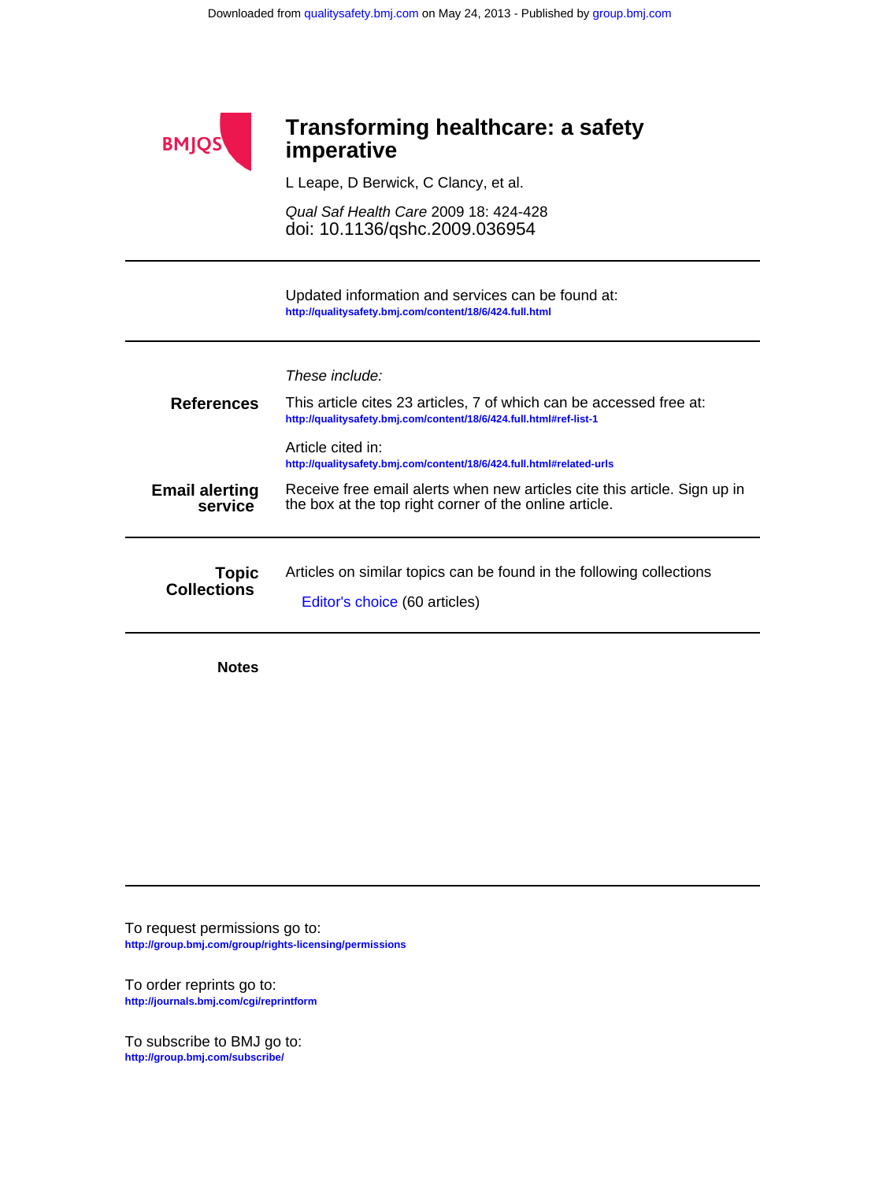Downloaded from qualitysafety.bmj.com on May 24, 2013 - Published by group.bmj.com

BMJQS

# Transforming healthcare: a safety imperative

L Leape, D Berwick, C Clancy, et al.

*Qual Saf Health Care* 2009 18: 424-428
doi: 10.1136/qshc.2009.036954

Updated information and services can be found at:
http://qualitysafety.bmj.com/content/18/6/424.full.html

*These include:*

**References**

This article cites 23 articles, 7 of which can be accessed free at:
http://qualitysafety.bmj.com/content/18/6/424.full.html#ref-list-1

Article cited in:
http://qualitysafety.bmj.com/content/18/6/424.full.html#related-urls

**Email alerting service**

Receive free email alerts when new articles cite this article. Sign up in the box at the top right corner of the online article.

**Topic Collections**

Articles on similar topics can be found in the following collections

Editor's choice (60 articles)

**Notes**

To request permissions go to:
http://group.bmj.com/group/rights-licensing/permissions

To order reprints go to:
http://journals.bmj.com/cgi/reprintform

To subscribe to BMJ go to:
http://group.bmj.com/subscribe/